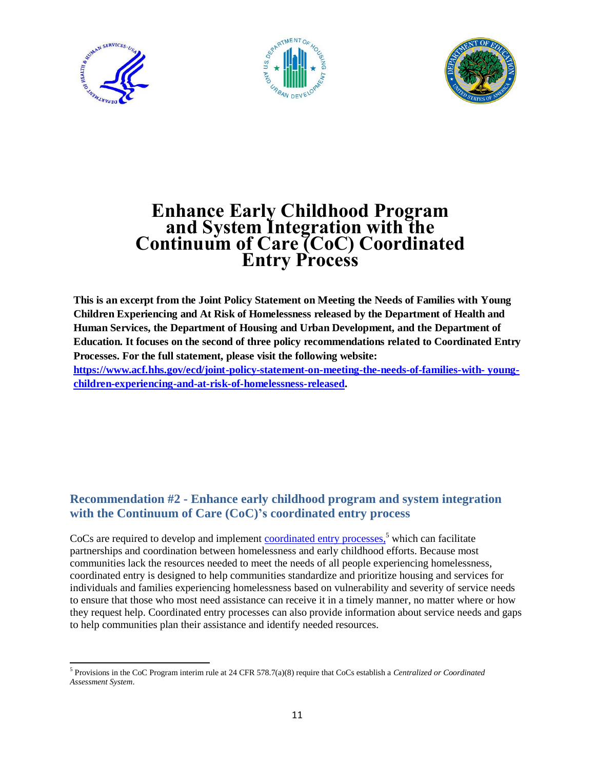# Enhance Early Childhood Program and System Integration with the Continuum of Care (CoC) Coordinated Entry Process

**This is an excerpt from the Joint Policy Statement on Meeting the Needs of Families with Young Children Experiencing and At Risk of Homelessness released by the Department of Health and Human Services, the Department of Housing and Urban Development, and the Department of Education. It focuses on the second of three policy recommendations related to Coordinated Entry Processes. For the full statement, please visit the following website: [https://www.acf.hhs.gov/ecd/joint-policy-statement-on-meeting-the-needs-of-families-with-young-children-experiencing-and-at-risk-of-homelessness-released](https://www.acf.hhs.gov/ecd/joint-policy-statement-on-meeting-the-needs-of-families-with-young-children-experiencing-and-at-risk-of-homelessness-released).**

## Recommendation #2 - Enhance early childhood program and system integration with the Continuum of Care (CoC)'s coordinated entry process

CoCs are required to develop and implement coordinated entry processes,[5] which can facilitate partnerships and coordination between homelessness and early childhood efforts. Because most communities lack the resources needed to meet the needs of all people experiencing homelessness, coordinated entry is designed to help communities standardize and prioritize housing and services for individuals and families experiencing homelessness based on vulnerability and severity of service needs to ensure that those who most need assistance can receive it in a timely manner, no matter where or how they request help. Coordinated entry processes can also provide information about service needs and gaps to help communities plan their assistance and identify needed resources.

[5] Provisions in the CoC Program interim rule at 24 CFR 578.7(a)(8) require that CoCs establish a *Centralized or Coordinated Assessment System*.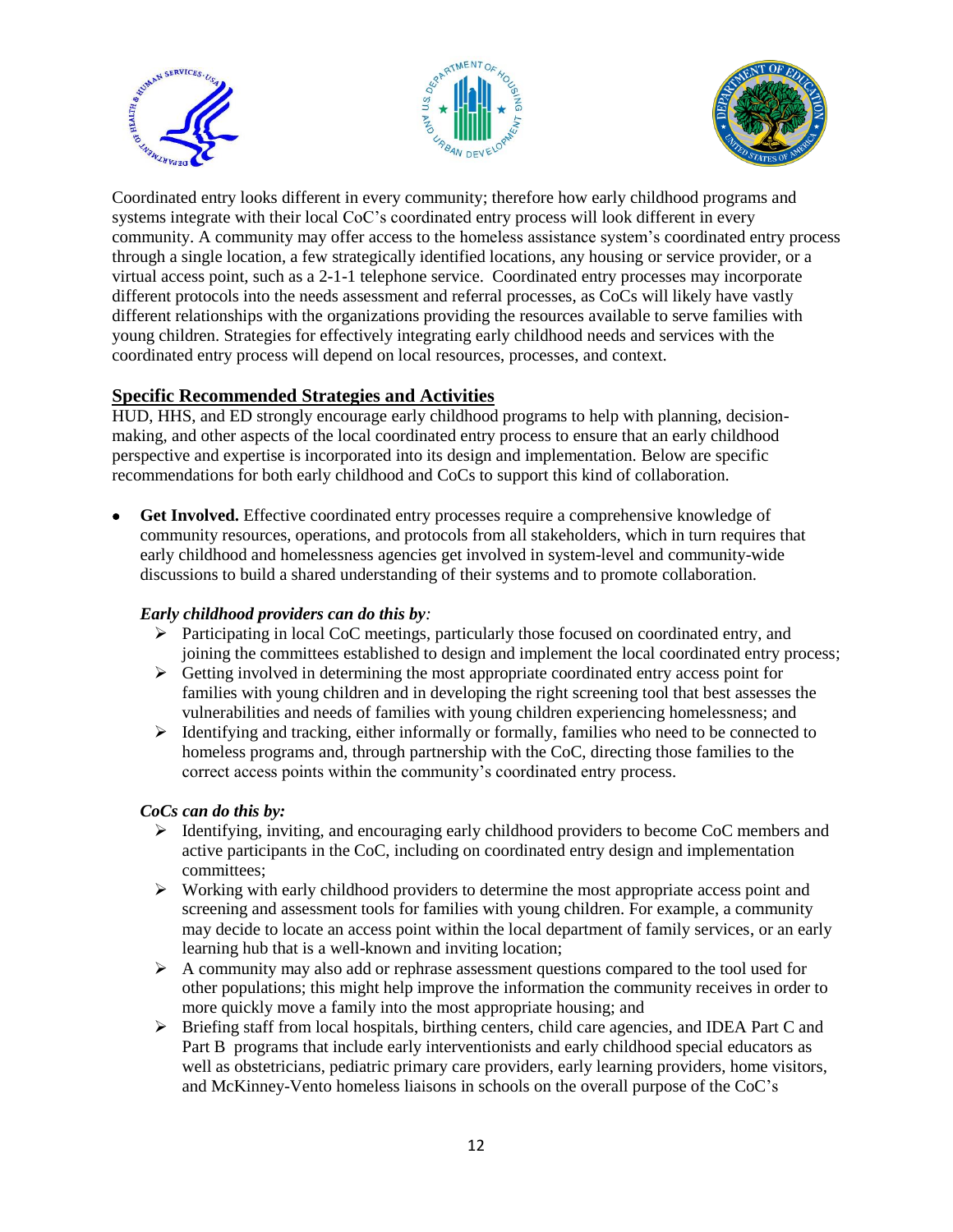Coordinated entry looks different in every community; therefore how early childhood programs and systems integrate with their local CoC's coordinated entry process will look different in every community. A community may offer access to the homeless assistance system's coordinated entry process through a single location, a few strategically identified locations, any housing or service provider, or a virtual access point, such as a 2-1-1 telephone service. Coordinated entry processes may incorporate different protocols into the needs assessment and referral processes, as CoCs will likely have vastly different relationships with the organizations providing the resources available to serve families with young children. Strategies for effectively integrating early childhood needs and services with the coordinated entry process will depend on local resources, processes, and context.

## Specific Recommended Strategies and Activities

HUD, HHS, and ED strongly encourage early childhood programs to help with planning, decision-making, and other aspects of the local coordinated entry process to ensure that an early childhood perspective and expertise is incorporated into its design and implementation. Below are specific recommendations for both early childhood and CoCs to support this kind of collaboration.

- **Get Involved.** Effective coordinated entry processes require a comprehensive knowledge of community resources, operations, and protocols from all stakeholders, which in turn requires that early childhood and homelessness agencies get involved in system-level and community-wide discussions to build a shared understanding of their systems and to promote collaboration.

  ***Early childhood providers can do this by:***
  - Participating in local CoC meetings, particularly those focused on coordinated entry, and joining the committees established to design and implement the local coordinated entry process;
  - Getting involved in determining the most appropriate coordinated entry access point for families with young children and in developing the right screening tool that best assesses the vulnerabilities and needs of families with young children experiencing homelessness; and
  - Identifying and tracking, either informally or formally, families who need to be connected to homeless programs and, through partnership with the CoC, directing those families to the correct access points within the community's coordinated entry process.

  ***CoCs can do this by:***
  - Identifying, inviting, and encouraging early childhood providers to become CoC members and active participants in the CoC, including on coordinated entry design and implementation committees;
  - Working with early childhood providers to determine the most appropriate access point and screening and assessment tools for families with young children. For example, a community may decide to locate an access point within the local department of family services, or an early learning hub that is a well-known and inviting location;
  - A community may also add or rephrase assessment questions compared to the tool used for other populations; this might help improve the information the community receives in order to more quickly move a family into the most appropriate housing; and
  - Briefing staff from local hospitals, birthing centers, child care agencies, and IDEA Part C and Part B programs that include early interventionists and early childhood special educators as well as obstetricians, pediatric primary care providers, early learning providers, home visitors, and McKinney-Vento homeless liaisons in schools on the overall purpose of the CoC's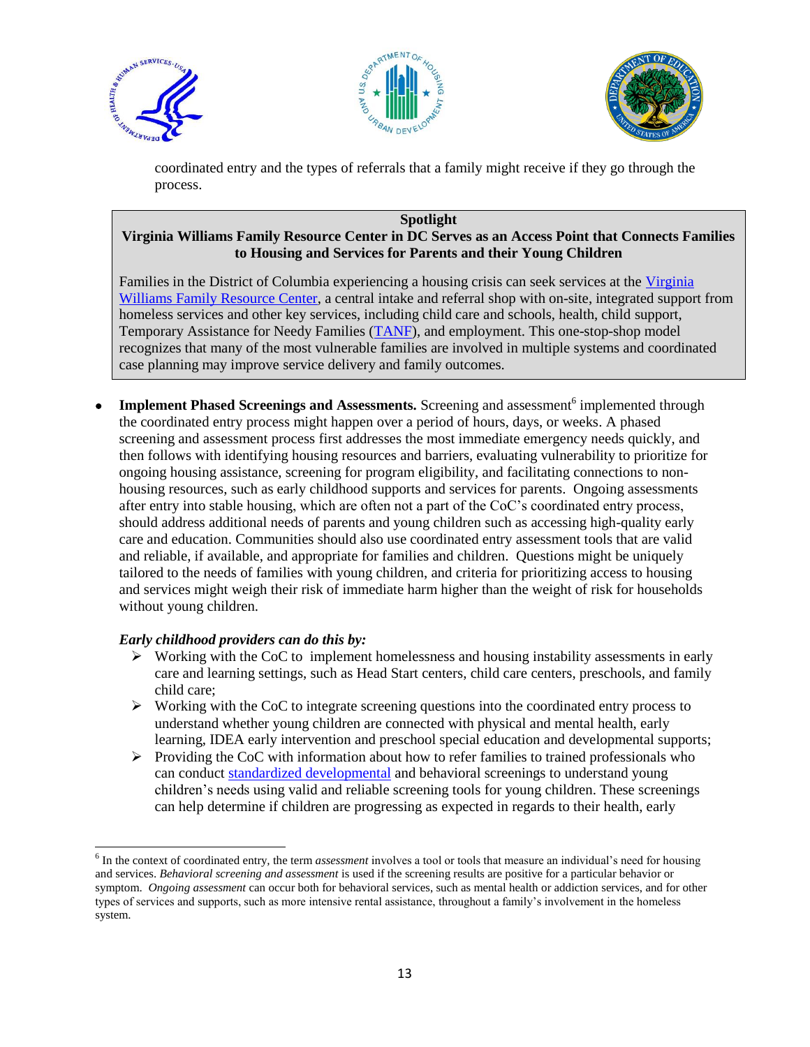coordinated entry and the types of referrals that a family might receive if they go through the process.

> **Spotlight**
>
> **Virginia Williams Family Resource Center in DC Serves as an Access Point that Connects Families to Housing and Services for Parents and their Young Children**
>
> Families in the District of Columbia experiencing a housing crisis can seek services at the Virginia Williams Family Resource Center, a central intake and referral shop with on-site, integrated support from homeless services and other key services, including child care and schools, health, child support, Temporary Assistance for Needy Families (TANF), and employment. This one-stop-shop model recognizes that many of the most vulnerable families are involved in multiple systems and coordinated case planning may improve service delivery and family outcomes.

- **Implement Phased Screenings and Assessments.** Screening and assessment[6] implemented through the coordinated entry process might happen over a period of hours, days, or weeks. A phased screening and assessment process first addresses the most immediate emergency needs quickly, and then follows with identifying housing resources and barriers, evaluating vulnerability to prioritize for ongoing housing assistance, screening for program eligibility, and facilitating connections to non-housing resources, such as early childhood supports and services for parents. Ongoing assessments after entry into stable housing, which are often not a part of the CoC's coordinated entry process, should address additional needs of parents and young children such as accessing high-quality early care and education. Communities should also use coordinated entry assessment tools that are valid and reliable, if available, and appropriate for families and children. Questions might be uniquely tailored to the needs of families with young children, and criteria for prioritizing access to housing and services might weigh their risk of immediate harm higher than the weight of risk for households without young children.

  ***Early childhood providers can do this by:***
  - Working with the CoC to implement homelessness and housing instability assessments in early care and learning settings, such as Head Start centers, child care centers, preschools, and family child care;
  - Working with the CoC to integrate screening questions into the coordinated entry process to understand whether young children are connected with physical and mental health, early learning, IDEA early intervention and preschool special education and developmental supports;
  - Providing the CoC with information about how to refer families to trained professionals who can conduct standardized developmental and behavioral screenings to understand young children's needs using valid and reliable screening tools for young children. These screenings can help determine if children are progressing as expected in regards to their health, early

[6] In the context of coordinated entry, the term *assessment* involves a tool or tools that measure an individual's need for housing and services. *Behavioral screening and assessment* is used if the screening results are positive for a particular behavior or symptom. *Ongoing assessment* can occur both for behavioral services, such as mental health or addiction services, and for other types of services and supports, such as more intensive rental assistance, throughout a family's involvement in the homeless system.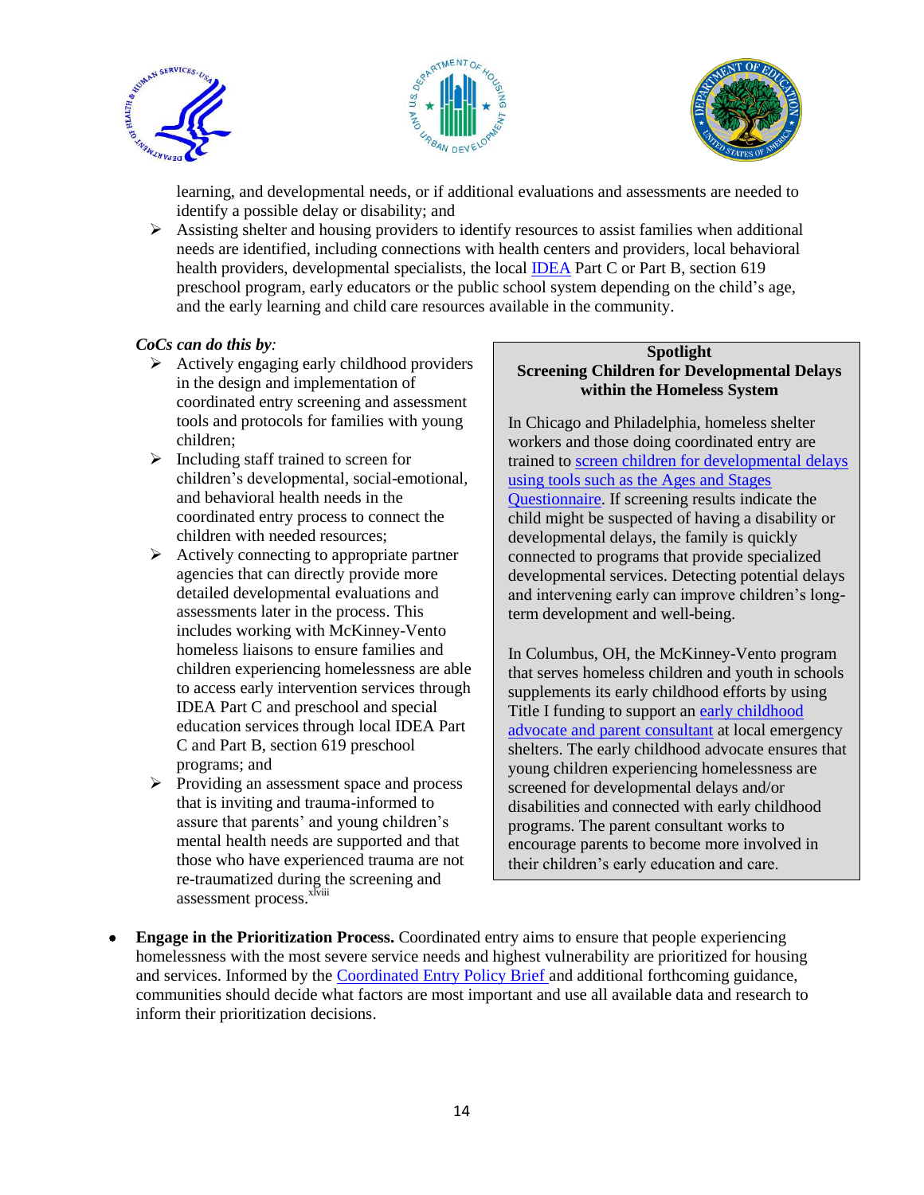learning, and developmental needs, or if additional evaluations and assessments are needed to identify a possible delay or disability; and

- Assisting shelter and housing providers to identify resources to assist families when additional needs are identified, including connections with health centers and providers, local behavioral health providers, developmental specialists, the local IDEA Part C or Part B, section 619 preschool program, early educators or the public school system depending on the child's age, and the early learning and child care resources available in the community.

*CoCs can do this by:*

- Actively engaging early childhood providers in the design and implementation of coordinated entry screening and assessment tools and protocols for families with young children;
- Including staff trained to screen for children's developmental, social-emotional, and behavioral health needs in the coordinated entry process to connect the children with needed resources;
- Actively connecting to appropriate partner agencies that can directly provide more detailed developmental evaluations and assessments later in the process. This includes working with McKinney-Vento homeless liaisons to ensure families and children experiencing homelessness are able to access early intervention services through IDEA Part C and preschool and special education services through local IDEA Part C and Part B, section 619 preschool programs; and
- Providing an assessment space and process that is inviting and trauma-informed to assure that parents' and young children's mental health needs are supported and that those who have experienced trauma are not re-traumatized during the screening and assessment process.[xlviii]

**Spotlight**
**Screening Children for Developmental Delays within the Homeless System**

In Chicago and Philadelphia, homeless shelter workers and those doing coordinated entry are trained to screen children for developmental delays using tools such as the Ages and Stages Questionnaire. If screening results indicate the child might be suspected of having a disability or developmental delays, the family is quickly connected to programs that provide specialized developmental services. Detecting potential delays and intervening early can improve children's long-term development and well-being.

In Columbus, OH, the McKinney-Vento program that serves homeless children and youth in schools supplements its early childhood efforts by using Title I funding to support an early childhood advocate and parent consultant at local emergency shelters. The early childhood advocate ensures that young children experiencing homelessness are screened for developmental delays and/or disabilities and connected with early childhood programs. The parent consultant works to encourage parents to become more involved in their children's early education and care.

- **Engage in the Prioritization Process.** Coordinated entry aims to ensure that people experiencing homelessness with the most severe service needs and highest vulnerability are prioritized for housing and services. Informed by the Coordinated Entry Policy Brief and additional forthcoming guidance, communities should decide what factors are most important and use all available data and research to inform their prioritization decisions.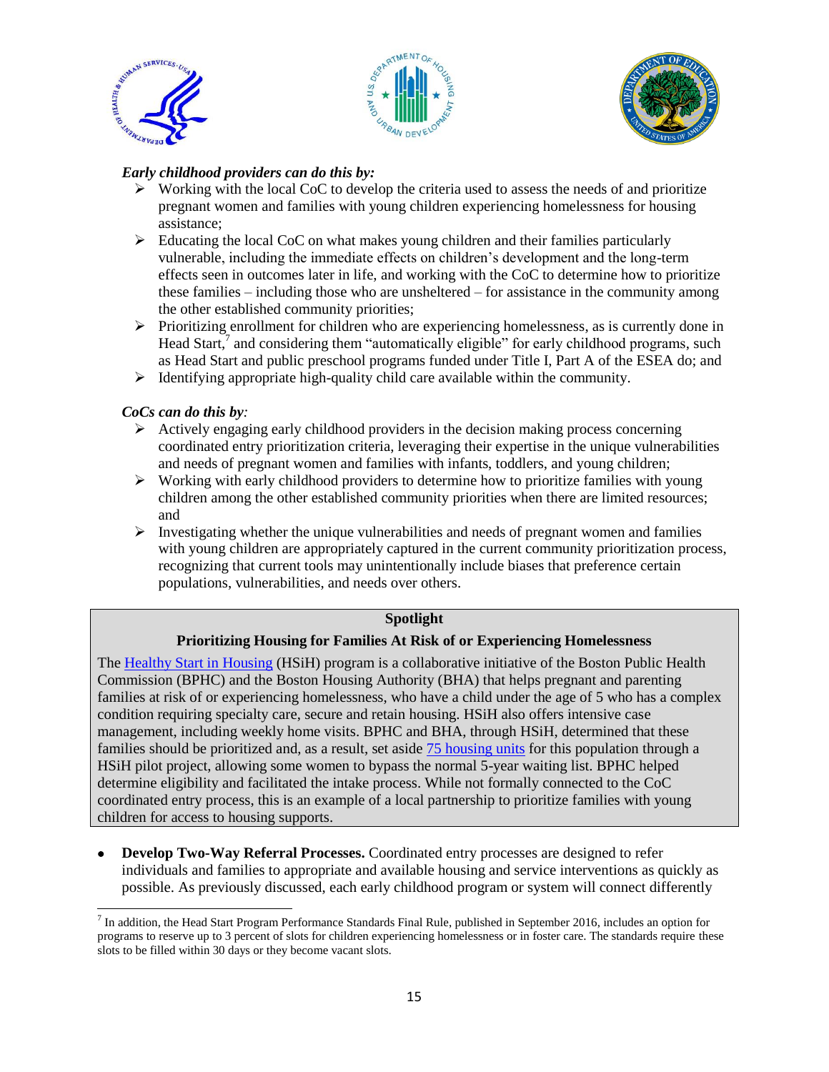*Early childhood providers can do this by:*

- Working with the local CoC to develop the criteria used to assess the needs of and prioritize pregnant women and families with young children experiencing homelessness for housing assistance;
- Educating the local CoC on what makes young children and their families particularly vulnerable, including the immediate effects on children's development and the long-term effects seen in outcomes later in life, and working with the CoC to determine how to prioritize these families – including those who are unsheltered – for assistance in the community among the other established community priorities;
- Prioritizing enrollment for children who are experiencing homelessness, as is currently done in Head Start,[7] and considering them "automatically eligible" for early childhood programs, such as Head Start and public preschool programs funded under Title I, Part A of the ESEA do; and
- Identifying appropriate high-quality child care available within the community.

*CoCs can do this by:*

- Actively engaging early childhood providers in the decision making process concerning coordinated entry prioritization criteria, leveraging their expertise in the unique vulnerabilities and needs of pregnant women and families with infants, toddlers, and young children;
- Working with early childhood providers to determine how to prioritize families with young children among the other established community priorities when there are limited resources; and
- Investigating whether the unique vulnerabilities and needs of pregnant women and families with young children are appropriately captured in the current community prioritization process, recognizing that current tools may unintentionally include biases that preference certain populations, vulnerabilities, and needs over others.

> **Spotlight**
>
> **Prioritizing Housing for Families At Risk of or Experiencing Homelessness**
>
> The Healthy Start in Housing (HSiH) program is a collaborative initiative of the Boston Public Health Commission (BPHC) and the Boston Housing Authority (BHA) that helps pregnant and parenting families at risk of or experiencing homelessness, who have a child under the age of 5 who has a complex condition requiring specialty care, secure and retain housing. HSiH also offers intensive case management, including weekly home visits. BPHC and BHA, through HSiH, determined that these families should be prioritized and, as a result, set aside 75 housing units for this population through a HSiH pilot project, allowing some women to bypass the normal 5-year waiting list. BPHC helped determine eligibility and facilitated the intake process. While not formally connected to the CoC coordinated entry process, this is an example of a local partnership to prioritize families with young children for access to housing supports.

- **Develop Two-Way Referral Processes.** Coordinated entry processes are designed to refer individuals and families to appropriate and available housing and service interventions as quickly as possible. As previously discussed, each early childhood program or system will connect differently

[7] In addition, the Head Start Program Performance Standards Final Rule, published in September 2016, includes an option for programs to reserve up to 3 percent of slots for children experiencing homelessness or in foster care. The standards require these slots to be filled within 30 days or they become vacant slots.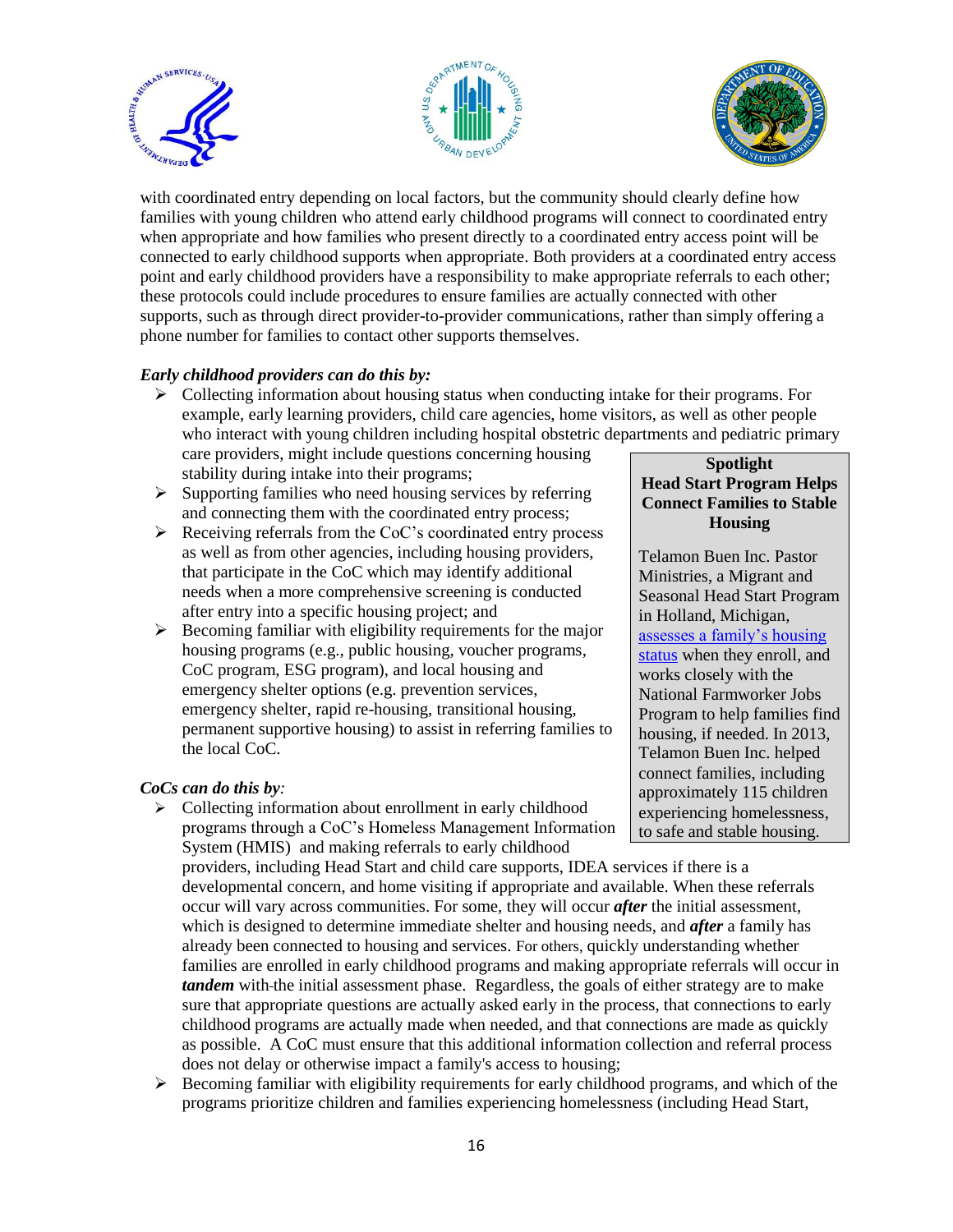with coordinated entry depending on local factors, but the community should clearly define how families with young children who attend early childhood programs will connect to coordinated entry when appropriate and how families who present directly to a coordinated entry access point will be connected to early childhood supports when appropriate. Both providers at a coordinated entry access point and early childhood providers have a responsibility to make appropriate referrals to each other; these protocols could include procedures to ensure families are actually connected with other supports, such as through direct provider-to-provider communications, rather than simply offering a phone number for families to contact other supports themselves.

***Early childhood providers can do this by:***

- Collecting information about housing status when conducting intake for their programs. For example, early learning providers, child care agencies, home visitors, as well as other people who interact with young children including hospital obstetric departments and pediatric primary care providers, might include questions concerning housing stability during intake into their programs;
- Supporting families who need housing services by referring and connecting them with the coordinated entry process;
- Receiving referrals from the CoC's coordinated entry process as well as from other agencies, including housing providers, that participate in the CoC which may identify additional needs when a more comprehensive screening is conducted after entry into a specific housing project; and
- Becoming familiar with eligibility requirements for the major housing programs (e.g., public housing, voucher programs, CoC program, ESG program), and local housing and emergency shelter options (e.g. prevention services, emergency shelter, rapid re-housing, transitional housing, permanent supportive housing) to assist in referring families to the local CoC.

***CoCs can do this by****:*

- Collecting information about enrollment in early childhood programs through a CoC's Homeless Management Information System (HMIS) and making referrals to early childhood providers, including Head Start and child care supports, IDEA services if there is a developmental concern, and home visiting if appropriate and available. When these referrals occur will vary across communities. For some, they will occur ***after*** the initial assessment, which is designed to determine immediate shelter and housing needs, and ***after*** a family has already been connected to housing and services. For others, quickly understanding whether families are enrolled in early childhood programs and making appropriate referrals will occur in ***tandem*** with the initial assessment phase. Regardless, the goals of either strategy are to make sure that appropriate questions are actually asked early in the process, that connections to early childhood programs are actually made when needed, and that connections are made as quickly as possible. A CoC must ensure that this additional information collection and referral process does not delay or otherwise impact a family's access to housing;
- Becoming familiar with eligibility requirements for early childhood programs, and which of the programs prioritize children and families experiencing homelessness (including Head Start,

> **Spotlight**
> **Head Start Program Helps Connect Families to Stable Housing**
>
> Telamon Buen Inc. Pastor Ministries, a Migrant and Seasonal Head Start Program in Holland, Michigan, assesses a family's housing status when they enroll, and works closely with the National Farmworker Jobs Program to help families find housing, if needed. In 2013, Telamon Buen Inc. helped connect families, including approximately 115 children experiencing homelessness, to safe and stable housing.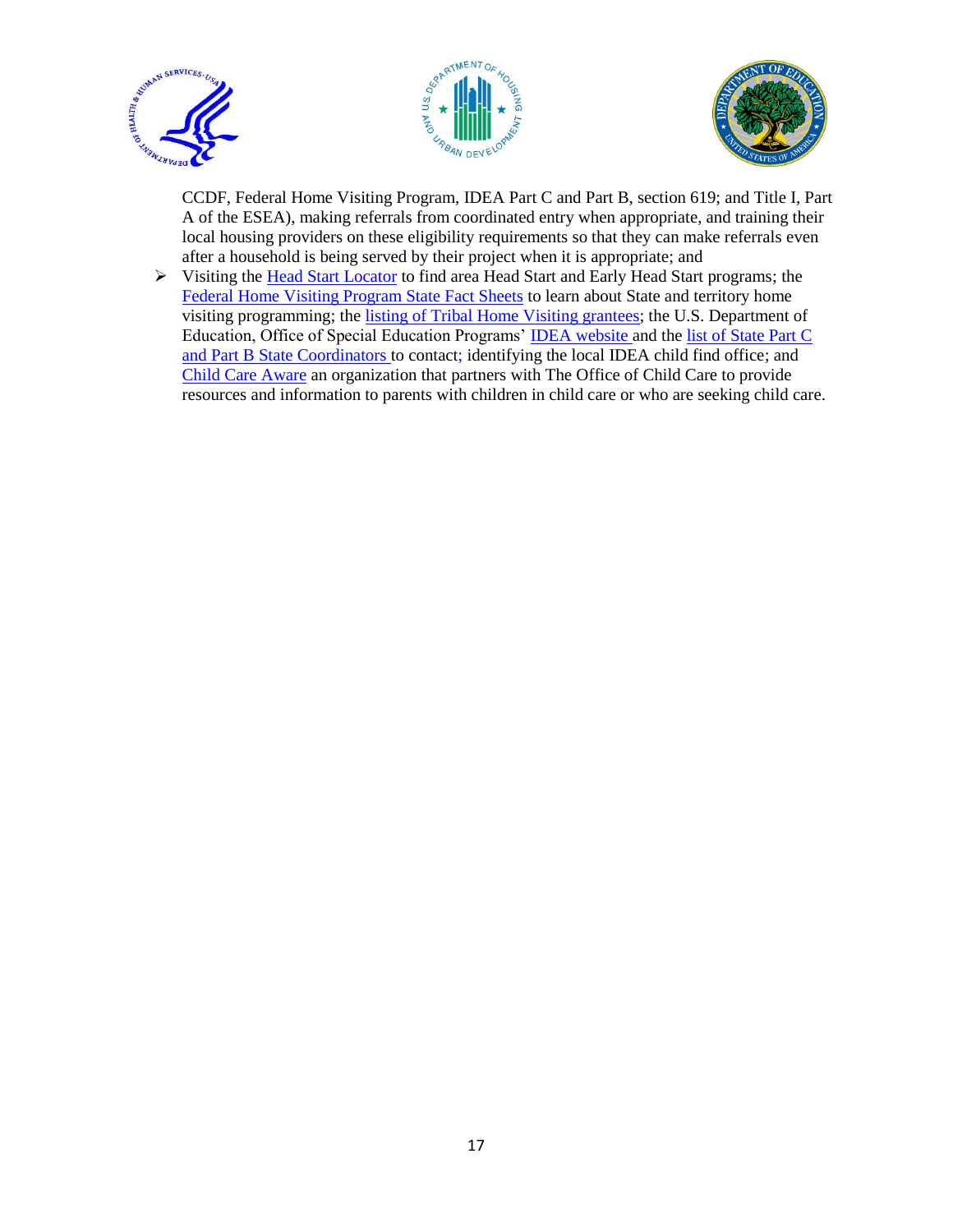CCDF, Federal Home Visiting Program, IDEA Part C and Part B, section 619; and Title I, Part A of the ESEA), making referrals from coordinated entry when appropriate, and training their local housing providers on these eligibility requirements so that they can make referrals even after a household is being served by their project when it is appropriate; and

- Visiting the Head Start Locator to find area Head Start and Early Head Start programs; the Federal Home Visiting Program State Fact Sheets to learn about State and territory home visiting programming; the listing of Tribal Home Visiting grantees; the U.S. Department of Education, Office of Special Education Programs' IDEA website and the list of State Part C and Part B State Coordinators to contact; identifying the local IDEA child find office; and Child Care Aware an organization that partners with The Office of Child Care to provide resources and information to parents with children in child care or who are seeking child care.